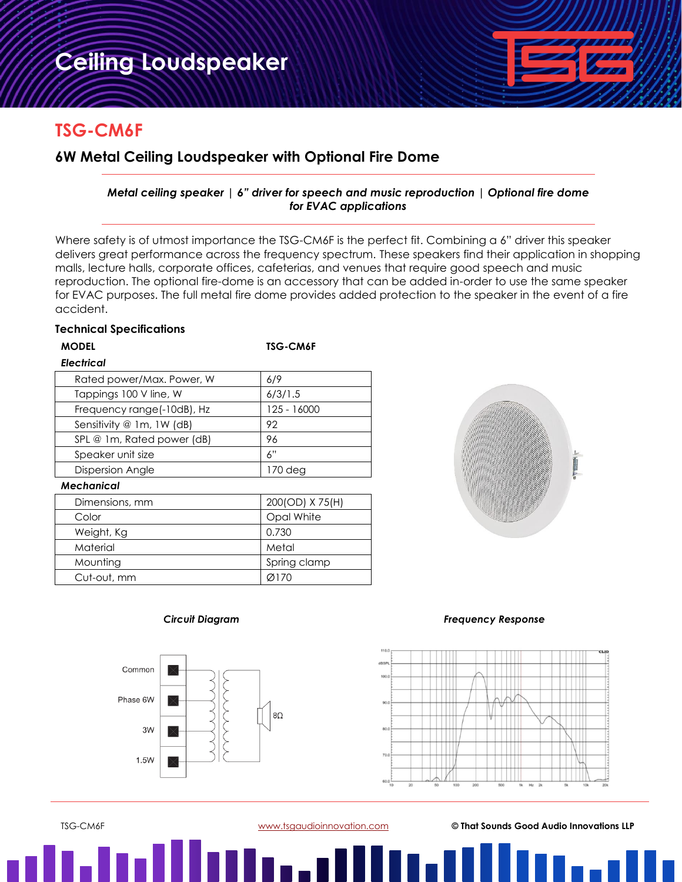# Ceiling Loudspeaker

## TSG-CM6F

### 6W Metal Ceiling Loudspeaker with Optional Fire Dome

***Metal ceiling speaker | 6" driver for speech and music reproduction | Optional fire dome for EVAC applications***

Where safety is of utmost importance the TSG-CM6F is the perfect fit. Combining a 6" driver this speaker delivers great performance across the frequency spectrum. These speakers find their application in shopping malls, lecture halls, corporate offices, cafeterias, and venues that require good speech and music reproduction. The optional fire-dome is an accessory that can be added in-order to use the same speaker for EVAC purposes. The full metal fire dome provides added protection to the speaker in the event of a fire accident.

### Technical Specifications

| MODEL | TSG-CM6F |
| --- | --- |
| ***Electrical*** | |
| Rated power/Max. Power, W | 6/9 |
| Tappings 100 V line, W | 6/3/1.5 |
| Frequency range(-10dB), Hz | 125 - 16000 |
| Sensitivity @ 1m, 1W (dB) | 92 |
| SPL @ 1m, Rated power (dB) | 96 |
| Speaker unit size | 6" |
| Dispersion Angle | 170 deg |
| ***Mechanical*** | |
| Dimensions, mm | 200(OD) X 75(H) |
| Color | Opal White |
| Weight, Kg | 0.730 |
| Material | Metal |
| Mounting | Spring clamp |
| Cut-out, mm | Ø170 |

***Circuit Diagram***

Common
Phase 6W
3W
1.5W
8Ω

***Frequency Response***

TSG-CM6F    www.tsgaudioinnovation.com    © That Sounds Good Audio Innovations LLP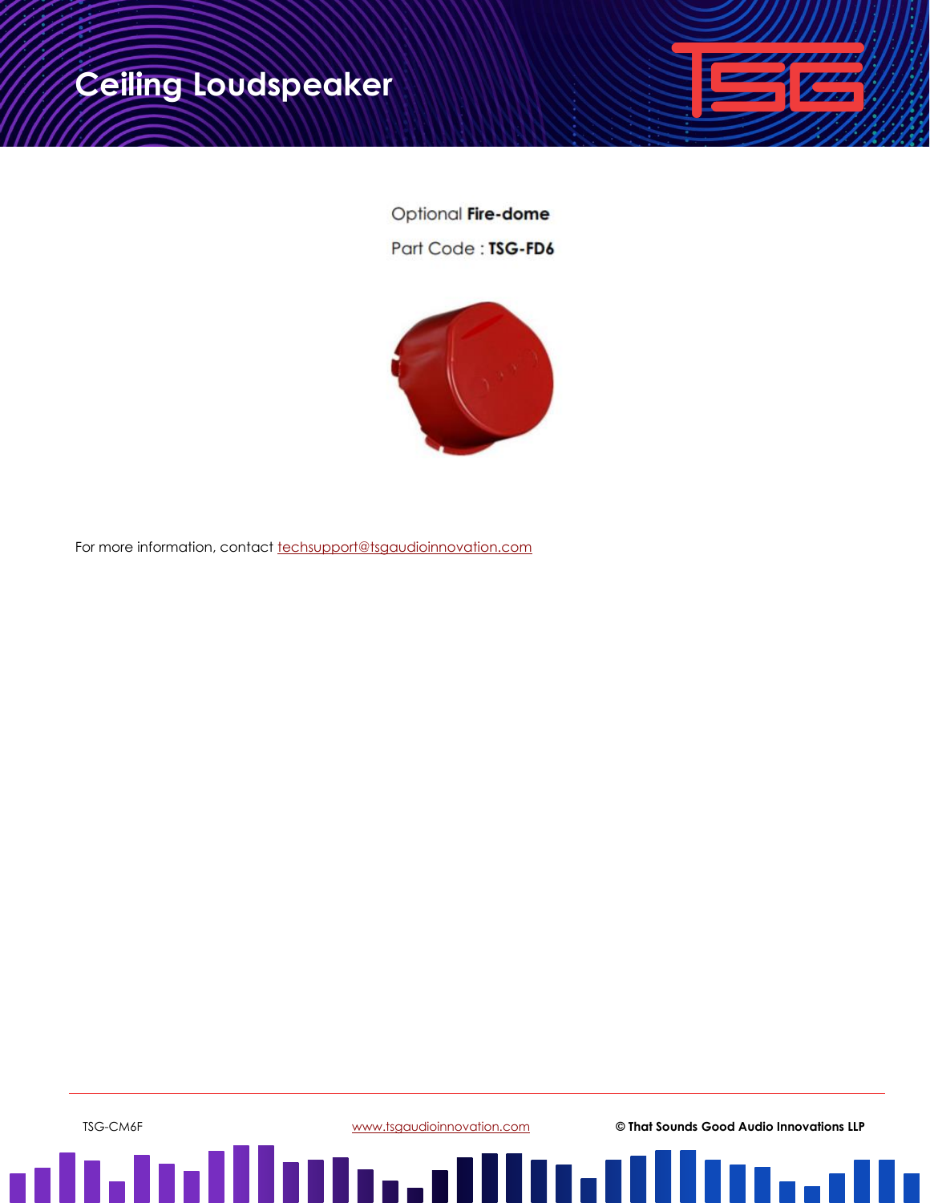Optional **Fire-dome**

Part Code : **TSG-FD6**

For more information, contact techsupport@tsgaudioinnovation.com